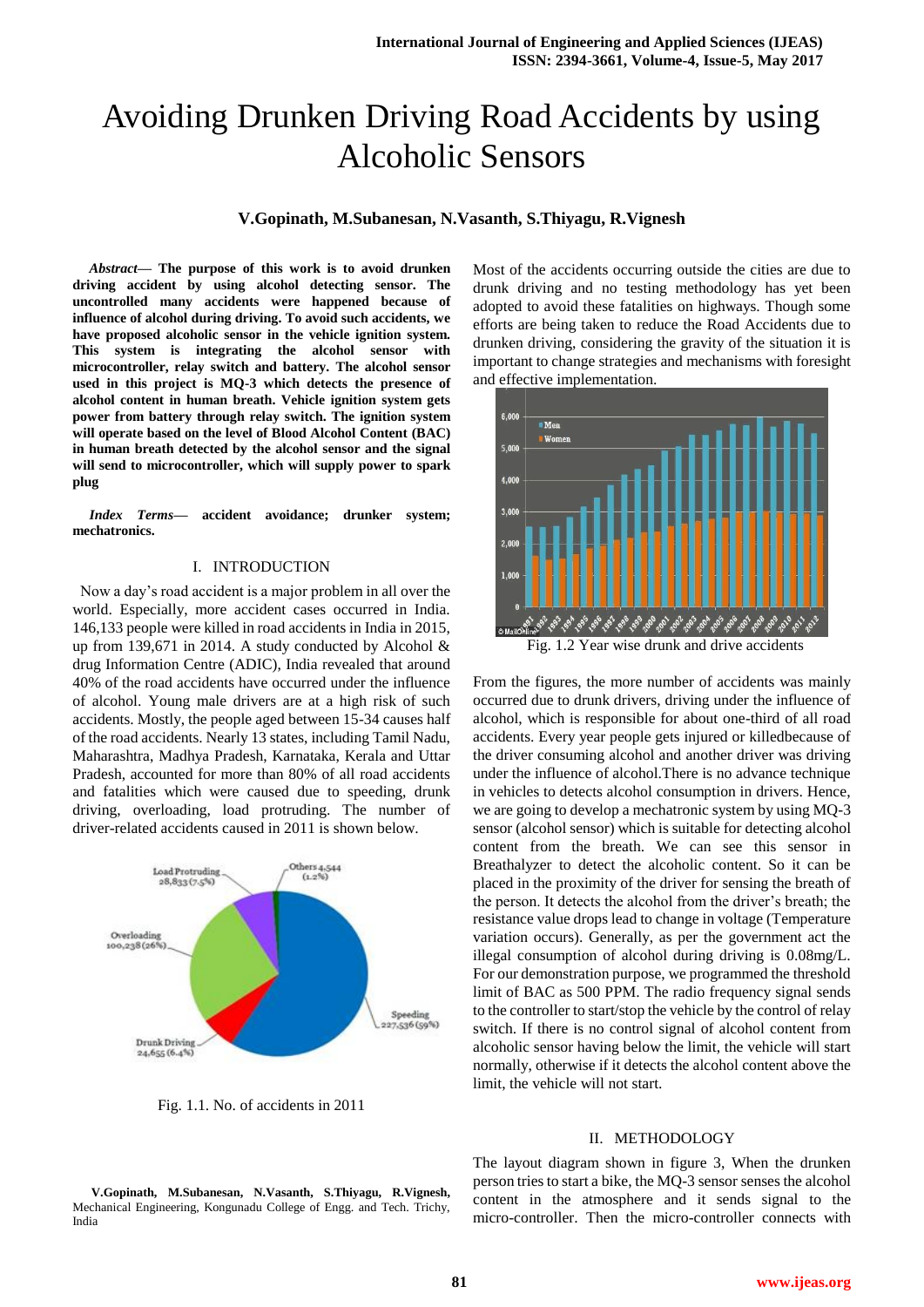# Avoiding Drunken Driving Road Accidents by using Alcoholic Sensors

**V.Gopinath, M.Subanesan, N.Vasanth, S.Thiyagu, R.Vignesh**

***Abstract*— The purpose of this work is to avoid drunken driving accident by using alcohol detecting sensor. The uncontrolled many accidents were happened because of influence of alcohol during driving. To avoid such accidents, we have proposed alcoholic sensor in the vehicle ignition system. This system is integrating the alcohol sensor with microcontroller, relay switch and battery. The alcohol sensor used in this project is MQ-3 which detects the presence of alcohol content in human breath. Vehicle ignition system gets power from battery through relay switch. The ignition system will operate based on the level of Blood Alcohol Content (BAC) in human breath detected by the alcohol sensor and the signal will send to microcontroller, which will supply power to spark plug**

***Index Terms*— accident avoidance; drunker system; mechatronics.**

## I. INTRODUCTION

Now a day's road accident is a major problem in all over the world. Especially, more accident cases occurred in India. 146,133 people were killed in road accidents in India in 2015, up from 139,671 in 2014. A study conducted by Alcohol & drug Information Centre (ADIC), India revealed that around 40% of the road accidents have occurred under the influence of alcohol. Young male drivers are at a high risk of such accidents. Mostly, the people aged between 15-34 causes half of the road accidents. Nearly 13 states, including Tamil Nadu, Maharashtra, Madhya Pradesh, Karnataka, Kerala and Uttar Pradesh, accounted for more than 80% of all road accidents and fatalities which were caused due to speeding, drunk driving, overloading, load protruding. The number of driver-related accidents caused in 2011 is shown below.

Fig. 1.1. No. of accidents in 2011

Most of the accidents occurring outside the cities are due to drunk driving and no testing methodology has yet been adopted to avoid these fatalities on highways. Though some efforts are being taken to reduce the Road Accidents due to drunken driving, considering the gravity of the situation it is important to change strategies and mechanisms with foresight and effective implementation.

Fig. 1.2 Year wise drunk and drive accidents

From the figures, the more number of accidents was mainly occurred due to drunk drivers, driving under the influence of alcohol, which is responsible for about one-third of all road accidents. Every year people gets injured or killedbecause of the driver consuming alcohol and another driver was driving under the influence of alcohol.There is no advance technique in vehicles to detects alcohol consumption in drivers. Hence, we are going to develop a mechatronic system by using MQ-3 sensor (alcohol sensor) which is suitable for detecting alcohol content from the breath. We can see this sensor in Breathalyzer to detect the alcoholic content. So it can be placed in the proximity of the driver for sensing the breath of the person. It detects the alcohol from the driver's breath; the resistance value drops lead to change in voltage (Temperature variation occurs). Generally, as per the government act the illegal consumption of alcohol during driving is 0.08mg/L. For our demonstration purpose, we programmed the threshold limit of BAC as 500 PPM. The radio frequency signal sends to the controller to start/stop the vehicle by the control of relay switch. If there is no control signal of alcohol content from alcoholic sensor having below the limit, the vehicle will start normally, otherwise if it detects the alcohol content above the limit, the vehicle will not start.

## II. METHODOLOGY

The layout diagram shown in figure 3, When the drunken person tries to start a bike, the MQ-3 sensor senses the alcohol content in the atmosphere and it sends signal to the micro-controller. Then the micro-controller connects with

**V.Gopinath, M.Subanesan, N.Vasanth, S.Thiyagu, R.Vignesh,** Mechanical Engineering, Kongunadu College of Engg. and Tech. Trichy, India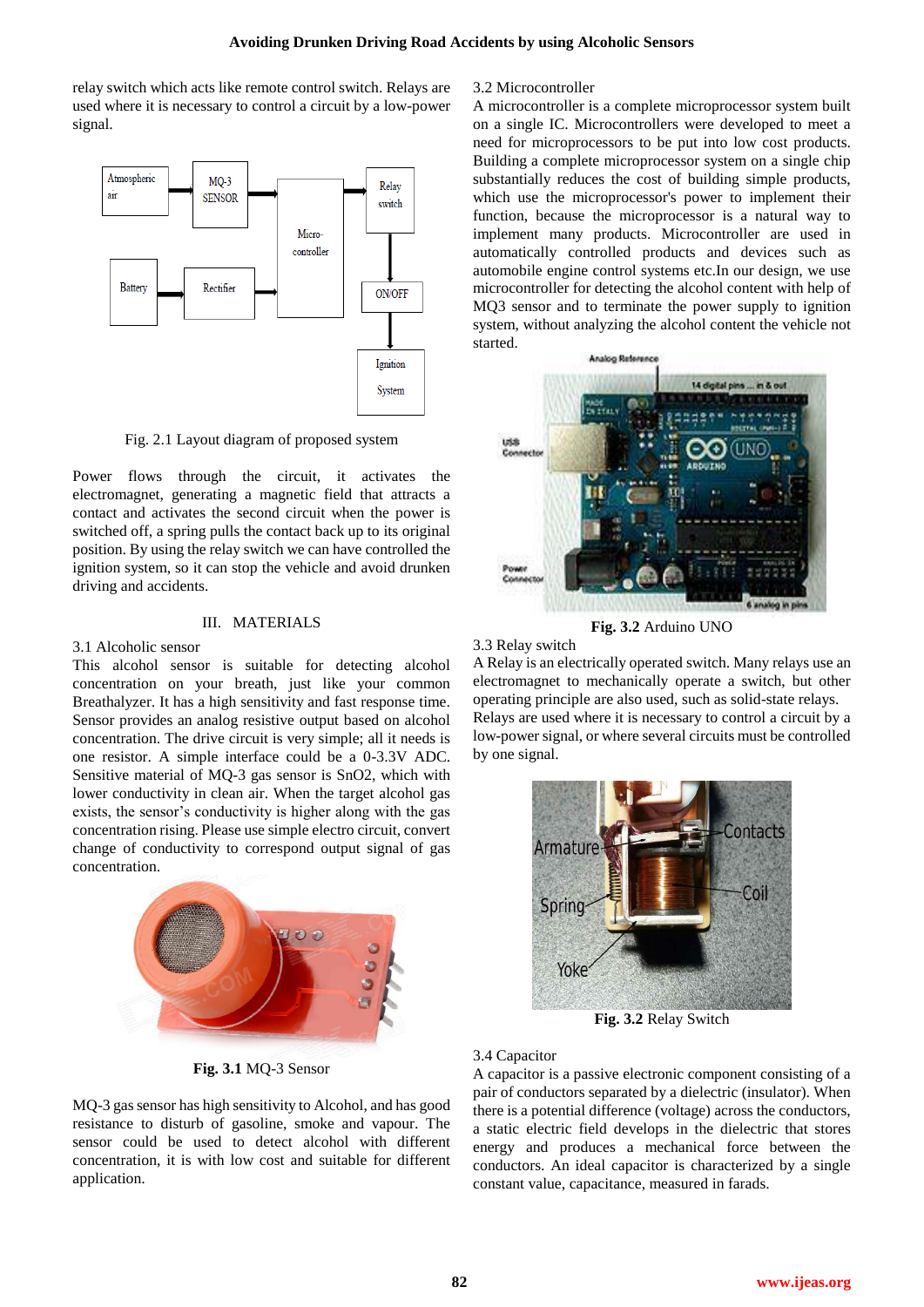relay switch which acts like remote control switch. Relays are used where it is necessary to control a circuit by a low-power signal.

Fig. 2.1 Layout diagram of proposed system

Power flows through the circuit, it activates the electromagnet, generating a magnetic field that attracts a contact and activates the second circuit when the power is switched off, a spring pulls the contact back up to its original position. By using the relay switch we can have controlled the ignition system, so it can stop the vehicle and avoid drunken driving and accidents.

## III. MATERIALS

### 3.1 Alcoholic sensor

This alcohol sensor is suitable for detecting alcohol concentration on your breath, just like your common Breathalyzer. It has a high sensitivity and fast response time. Sensor provides an analog resistive output based on alcohol concentration. The drive circuit is very simple; all it needs is one resistor. A simple interface could be a 0-3.3V ADC. Sensitive material of MQ-3 gas sensor is $SnO_2$, which with lower conductivity in clean air. When the target alcohol gas exists, the sensor's conductivity is higher along with the gas concentration rising. Please use simple electro circuit, convert change of conductivity to correspond output signal of gas concentration.

**Fig. 3.1** MQ-3 Sensor

MQ-3 gas sensor has high sensitivity to Alcohol, and has good resistance to disturb of gasoline, smoke and vapour. The sensor could be used to detect alcohol with different concentration, it is with low cost and suitable for different application.

### 3.2 Microcontroller

A microcontroller is a complete microprocessor system built on a single IC. Microcontrollers were developed to meet a need for microprocessors to be put into low cost products. Building a complete microprocessor system on a single chip substantially reduces the cost of building simple products, which use the microprocessor's power to implement their function, because the microprocessor is a natural way to implement many products. Microcontroller are used in automatically controlled products and devices such as automobile engine control systems etc.In our design, we use microcontroller for detecting the alcohol content with help of MQ3 sensor and to terminate the power supply to ignition system, without analyzing the alcohol content the vehicle not started.

**Fig. 3.2** Arduino UNO

### 3.3 Relay switch

A Relay is an electrically operated switch. Many relays use an electromagnet to mechanically operate a switch, but other operating principle are also used, such as solid-state relays. Relays are used where it is necessary to control a circuit by a low-power signal, or where several circuits must be controlled by one signal.

**Fig. 3.2** Relay Switch

### 3.4 Capacitor

A capacitor is a passive electronic component consisting of a pair of conductors separated by a dielectric (insulator). When there is a potential difference (voltage) across the conductors, a static electric field develops in the dielectric that stores energy and produces a mechanical force between the conductors. An ideal capacitor is characterized by a single constant value, capacitance, measured in farads.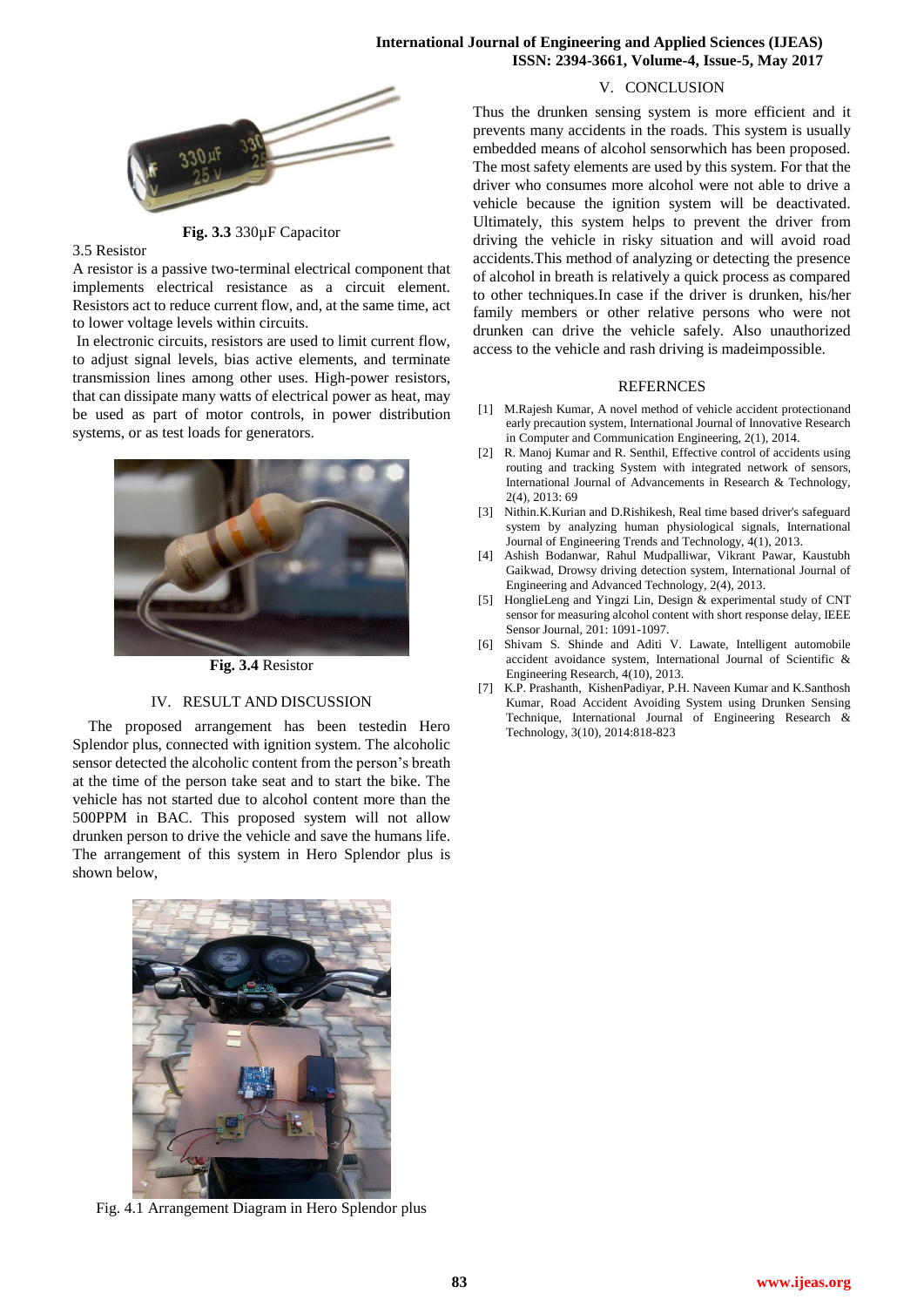**Fig. 3.3** 330µF Capacitor

### 3.5 Resistor

A resistor is a passive two-terminal electrical component that implements electrical resistance as a circuit element. Resistors act to reduce current flow, and, at the same time, act to lower voltage levels within circuits.

In electronic circuits, resistors are used to limit current flow, to adjust signal levels, bias active elements, and terminate transmission lines among other uses. High-power resistors, that can dissipate many watts of electrical power as heat, may be used as part of motor controls, in power distribution systems, or as test loads for generators.

**Fig. 3.4** Resistor

## IV. RESULT AND DISCUSSION

The proposed arrangement has been testedin Hero Splendor plus, connected with ignition system. The alcoholic sensor detected the alcoholic content from the person's breath at the time of the person take seat and to start the bike. The vehicle has not started due to alcohol content more than the 500PPM in BAC. This proposed system will not allow drunken person to drive the vehicle and save the humans life. The arrangement of this system in Hero Splendor plus is shown below,

Fig. 4.1 Arrangement Diagram in Hero Splendor plus

## V. CONCLUSION

Thus the drunken sensing system is more efficient and it prevents many accidents in the roads. This system is usually embedded means of alcohol sensorwhich has been proposed. The most safety elements are used by this system. For that the driver who consumes more alcohol were not able to drive a vehicle because the ignition system will be deactivated. Ultimately, this system helps to prevent the driver from driving the vehicle in risky situation and will avoid road accidents.This method of analyzing or detecting the presence of alcohol in breath is relatively a quick process as compared to other techniques.In case if the driver is drunken, his/her family members or other relative persons who were not drunken can drive the vehicle safely. Also unauthorized access to the vehicle and rash driving is madeimpossible.

## REFERNCES

[1] M.Rajesh Kumar, A novel method of vehicle accident protectionand early precaution system, International Journal of Innovative Research in Computer and Communication Engineering, 2(1), 2014.

[2] R. Manoj Kumar and R. Senthil, Effective control of accidents using routing and tracking System with integrated network of sensors, International Journal of Advancements in Research & Technology, 2(4), 2013: 69

[3] Nithin.K.Kurian and D.Rishikesh, Real time based driver's safeguard system by analyzing human physiological signals, International Journal of Engineering Trends and Technology, 4(1), 2013.

[4] Ashish Bodanwar, Rahul Mudpalliwar, Vikrant Pawar, Kaustubh Gaikwad, Drowsy driving detection system, International Journal of Engineering and Advanced Technology, 2(4), 2013.

[5] HonglieLeng and Yingzi Lin, Design & experimental study of CNT sensor for measuring alcohol content with short response delay, IEEE Sensor Journal, 201: 1091-1097.

[6] Shivam S. Shinde and Aditi V. Lawate, Intelligent automobile accident avoidance system, International Journal of Scientific & Engineering Research, 4(10), 2013.

[7] K.P. Prashanth, KishenPadiyar, P.H. Naveen Kumar and K.Santhosh Kumar, Road Accident Avoiding System using Drunken Sensing Technique, International Journal of Engineering Research & Technology, 3(10), 2014:818-823